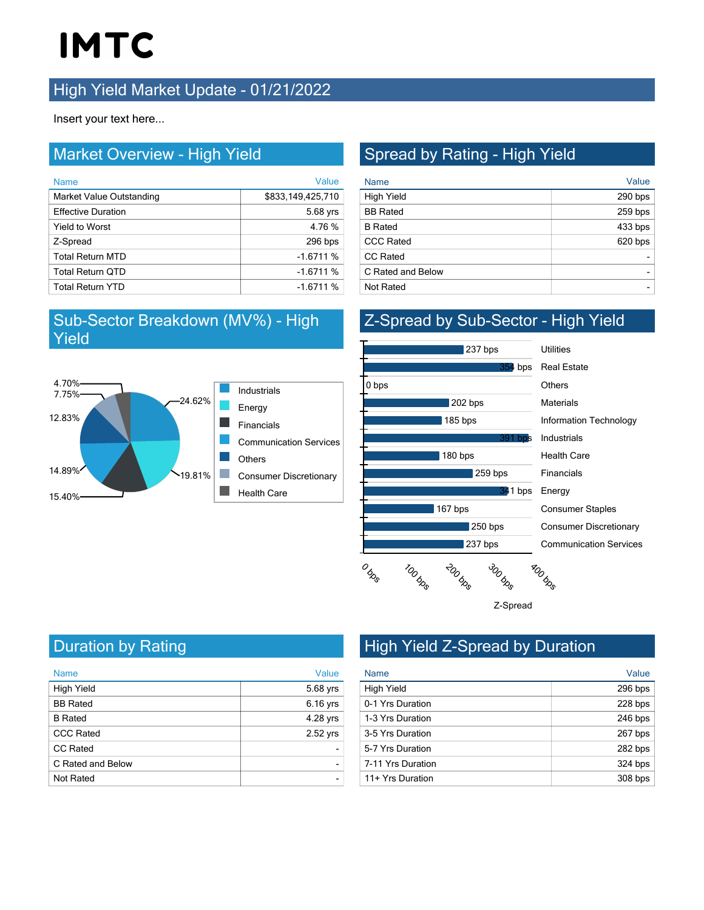# IMTC

## High Yield Market Update - 01/21/2022

Insert your text here...

## Market Overview - High Yield

| Name | Value |
|---|---|
| Market Value Outstanding | $833,149,425,710 |
| Effective Duration | 5.68 yrs |
| Yield to Worst | 4.76 % |
| Z-Spread | 296 bps |
| Total Return MTD | -1.6711 % |
| Total Return QTD | -1.6711 % |
| Total Return YTD | -1.6711 % |

## Spread by Rating - High Yield

| Name | Value |
|---|---|
| High Yield | 290 bps |
| BB Rated | 259 bps |
| B Rated | 433 bps |
| CCC Rated | 620 bps |
| CC Rated | - |
| C Rated and Below | - |
| Not Rated | - |

## Sub-Sector Breakdown (MV%) - High Yield

| Sub-Sector | MV% |
|---|---|
| Industrials | 24.62% |
| Energy | 19.81% |
| Financials | 15.40% |
| Communication Services | 14.89% |
| Others | 12.83% |
| Consumer Discretionary | 7.75% |
| Health Care | 4.70% |

## Z-Spread by Sub-Sector - High Yield

| Sub-Sector | Z-Spread |
|---|---|
| Utilities | 237 bps |
| Real Estate | 354 bps |
| Others | 0 bps |
| Materials | 202 bps |
| Information Technology | 185 bps |
| Industrials | 391 bps |
| Health Care | 180 bps |
| Financials | 259 bps |
| Energy | 341 bps |
| Consumer Staples | 167 bps |
| Consumer Discretionary | 250 bps |
| Communication Services | 237 bps |

## Duration by Rating

| Name | Value |
|---|---|
| High Yield | 5.68 yrs |
| BB Rated | 6.16 yrs |
| B Rated | 4.28 yrs |
| CCC Rated | 2.52 yrs |
| CC Rated | - |
| C Rated and Below | - |
| Not Rated | - |

## High Yield Z-Spread by Duration

| Name | Value |
|---|---|
| High Yield | 296 bps |
| 0-1 Yrs Duration | 228 bps |
| 1-3 Yrs Duration | 246 bps |
| 3-5 Yrs Duration | 267 bps |
| 5-7 Yrs Duration | 282 bps |
| 7-11 Yrs Duration | 324 bps |
| 11+ Yrs Duration | 308 bps |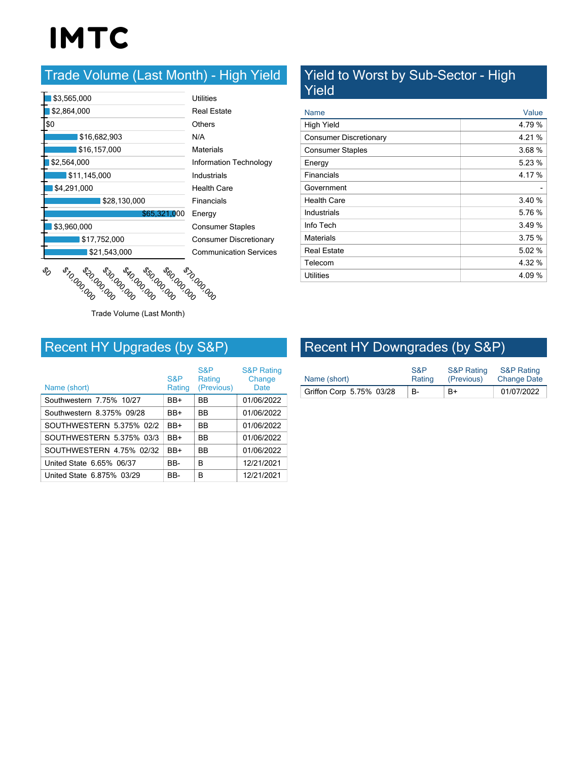IMTC

## Trade Volume (Last Month) - High Yield

$3,565,000
Utilities
$2,864,000
Real Estate
$0
Others
$16,682,903
N/A
$16,157,000
Materials
$2,564,000
Information Technology
$11,145,000
Industrials
$4,291,000
Health Care
$28,130,000
Financials
$65,321,000
Energy
$3,960,000
Consumer Staples
$17,752,000
Consumer Discretionary
$21,543,000
Communication Services

$0
$10,000,000
$20,000,000
$30,000,000
$40,000,000
$50,000,000
$60,000,000
$70,000,000

Trade Volume (Last Month)

## Yield to Worst by Sub-Sector - High Yield

| Name | Value |
|---|---|
| High Yield | 4.79 % |
| Consumer Discretionary | 4.21 % |
| Consumer Staples | 3.68 % |
| Energy | 5.23 % |
| Financials | 4.17 % |
| Government | - |
| Health Care | 3.40 % |
| Industrials | 5.76 % |
| Info Tech | 3.49 % |
| Materials | 3.75 % |
| Real Estate | 5.02 % |
| Telecom | 4.32 % |
| Utilities | 4.09 % |

## Recent HY Upgrades (by S&P)

| Name (short) | S&P Rating | S&P Rating (Previous) | S&P Rating Change Date |
|---|---|---|---|
| Southwestern 7.75% 10/27 | BB+ | BB | 01/06/2022 |
| Southwestern 8.375% 09/28 | BB+ | BB | 01/06/2022 |
| SOUTHWESTERN 5.375% 02/2 | BB+ | BB | 01/06/2022 |
| SOUTHWESTERN 5.375% 03/3 | BB+ | BB | 01/06/2022 |
| SOUTHWESTERN 4.75% 02/32 | BB+ | BB | 01/06/2022 |
| United State 6.65% 06/37 | BB- | B | 12/21/2021 |
| United State 6.875% 03/29 | BB- | B | 12/21/2021 |

## Recent HY Downgrades (by S&P)

| Name (short) | S&P Rating | S&P Rating (Previous) | S&P Rating Change Date |
|---|---|---|---|
| Griffon Corp 5.75% 03/28 | B- | B+ | 01/07/2022 |